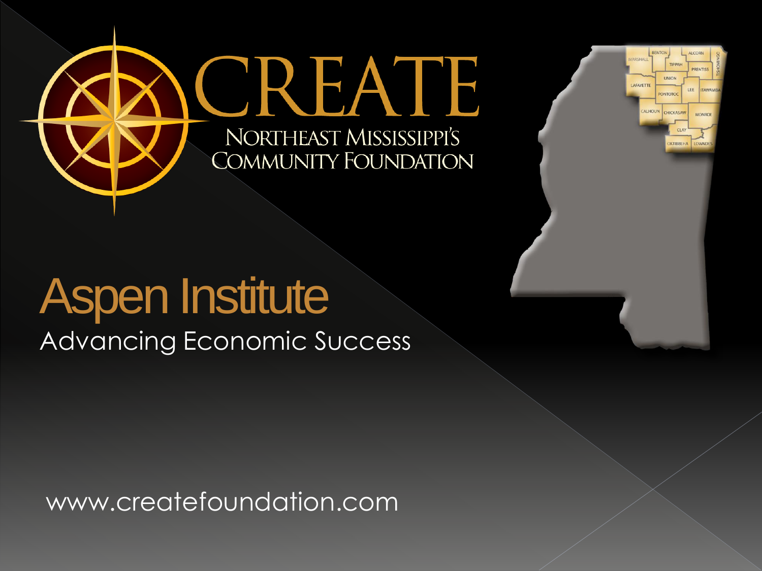# CREATE

NORTHEAST MISSISSIPPI'S COMMUNITY FOUNDATION

## Aspen Institute

Advancing Economic Success

www.createfoundation.com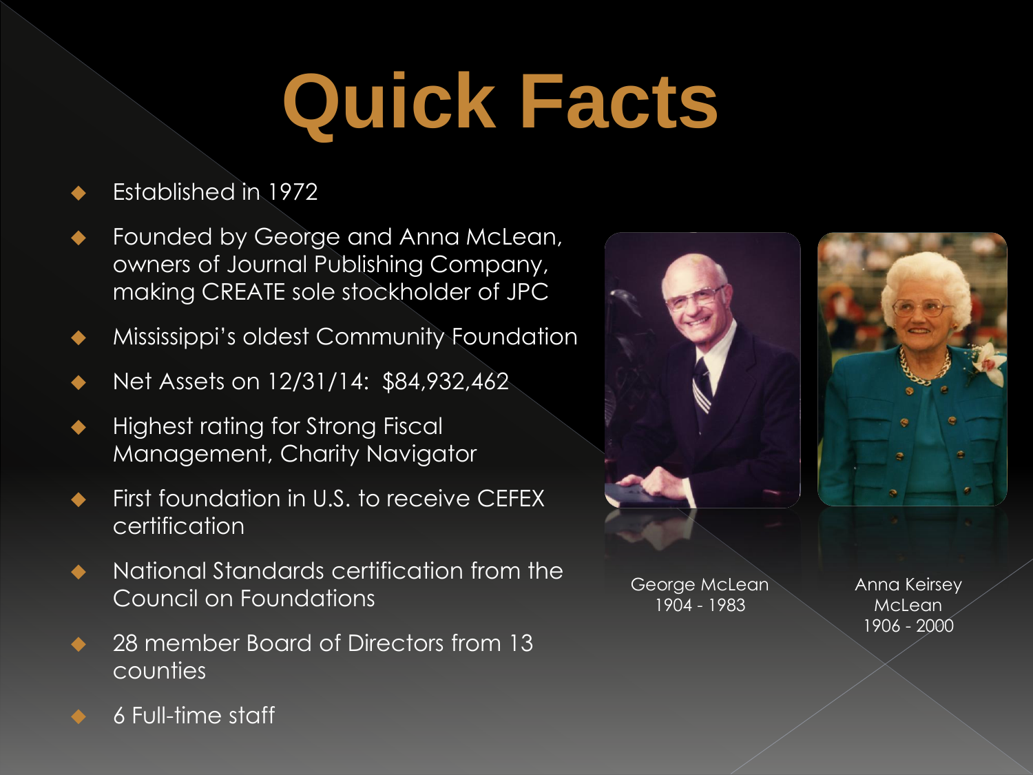# Quick Facts

- Established in 1972
- Founded by George and Anna McLean, owners of Journal Publishing Company, making CREATE sole stockholder of JPC
- Mississippi's oldest Community Foundation
- Net Assets on 12/31/14: $84,932,462
- Highest rating for Strong Fiscal Management, Charity Navigator
- First foundation in U.S. to receive CEFEX certification
- National Standards certification from the Council on Foundations
- 28 member Board of Directors from 13 counties
- 6 Full-time staff

George McLean
1904 - 1983

Anna Keirsey McLean
1906 - 2000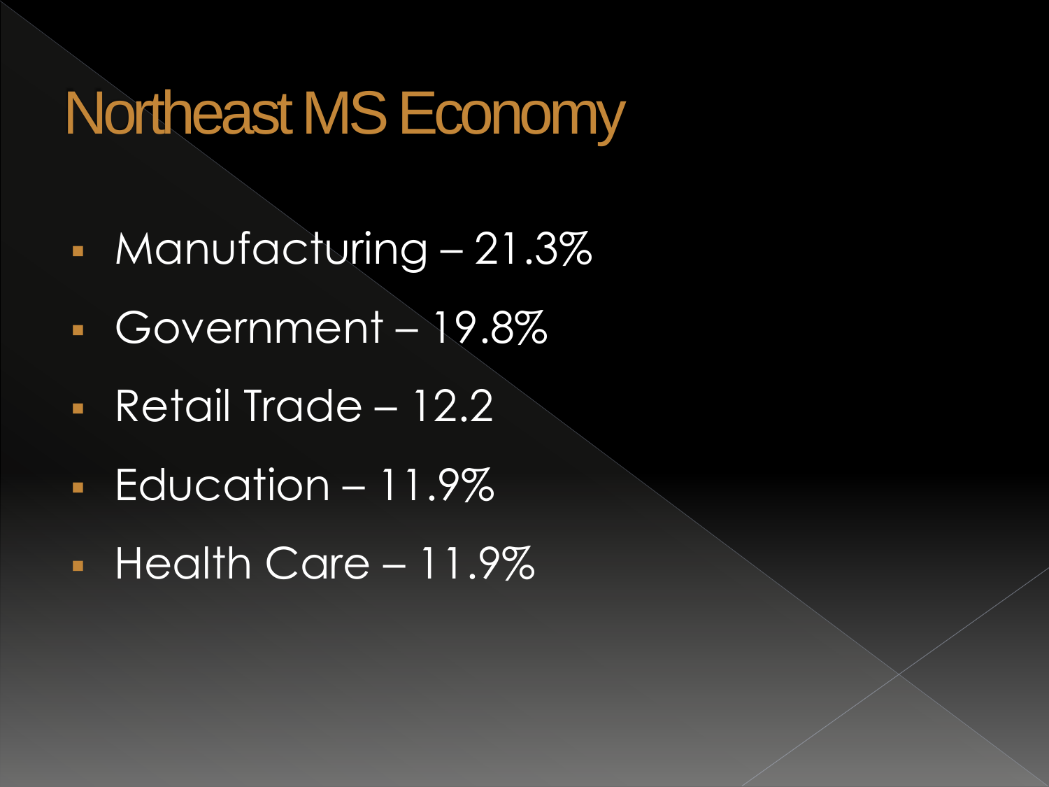# Northeast MS Economy

- Manufacturing – 21.3%
- Government – 19.8%
- Retail Trade – 12.2
- Education – 11.9%
- Health Care – 11.9%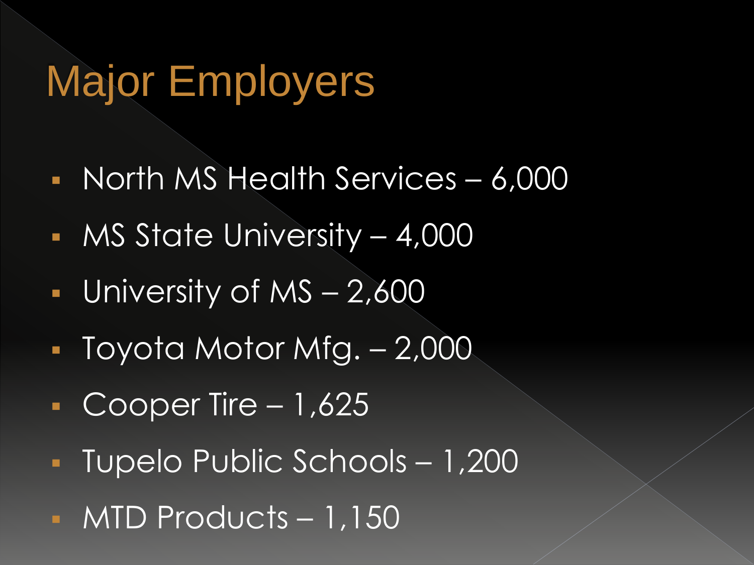# Major Employers

- North MS Health Services – 6,000
- MS State University – 4,000
- University of MS – 2,600
- Toyota Motor Mfg. – 2,000
- Cooper Tire – 1,625
- Tupelo Public Schools – 1,200
- MTD Products – 1,150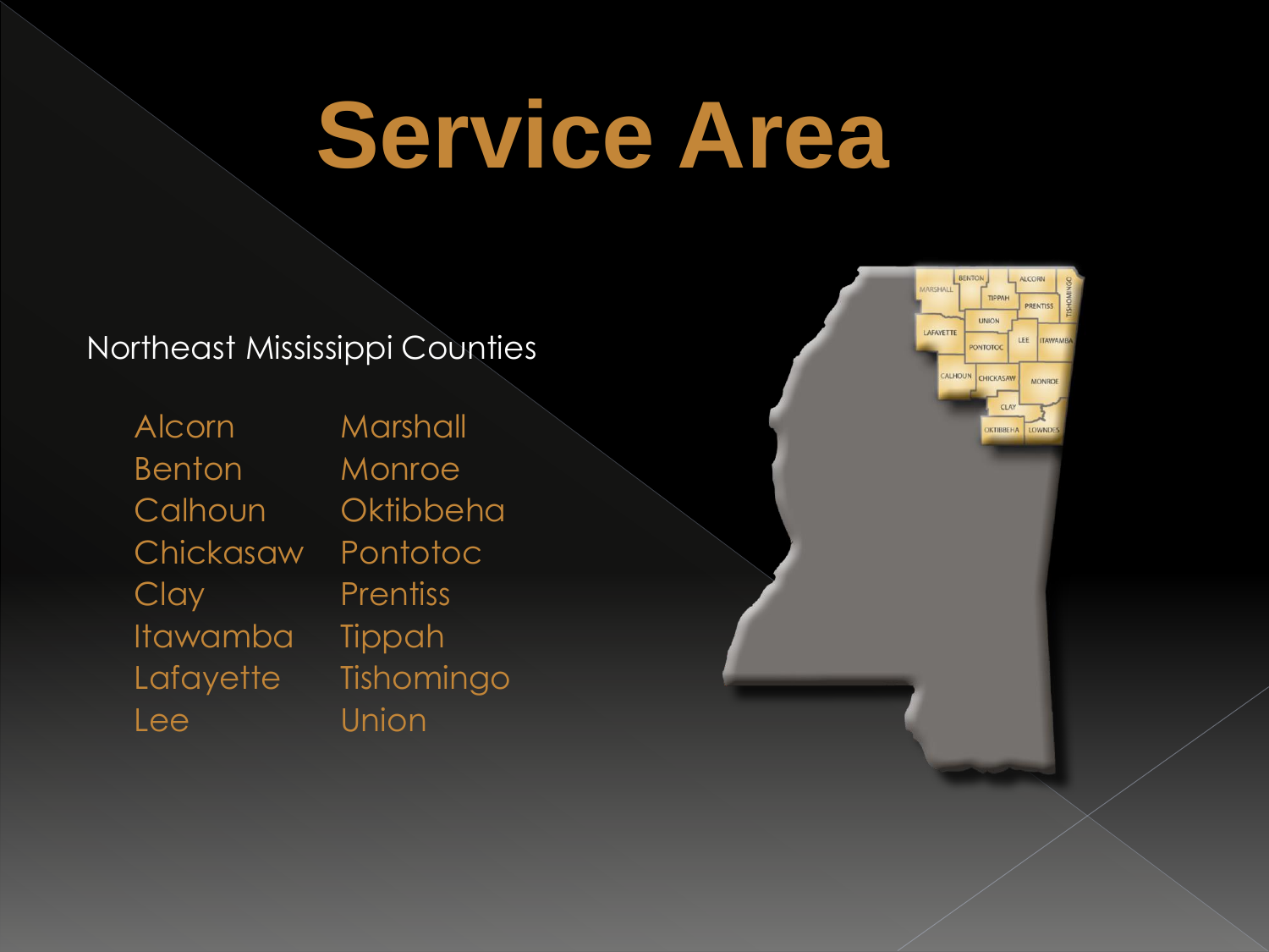# Service Area

Northeast Mississippi Counties

- Alcorn
- Benton
- Calhoun
- Chickasaw
- Clay
- Itawamba
- Lafayette
- Lee
- Marshall
- Monroe
- Oktibbeha
- Pontotoc
- Prentiss
- Tippah
- Tishomingo
- Union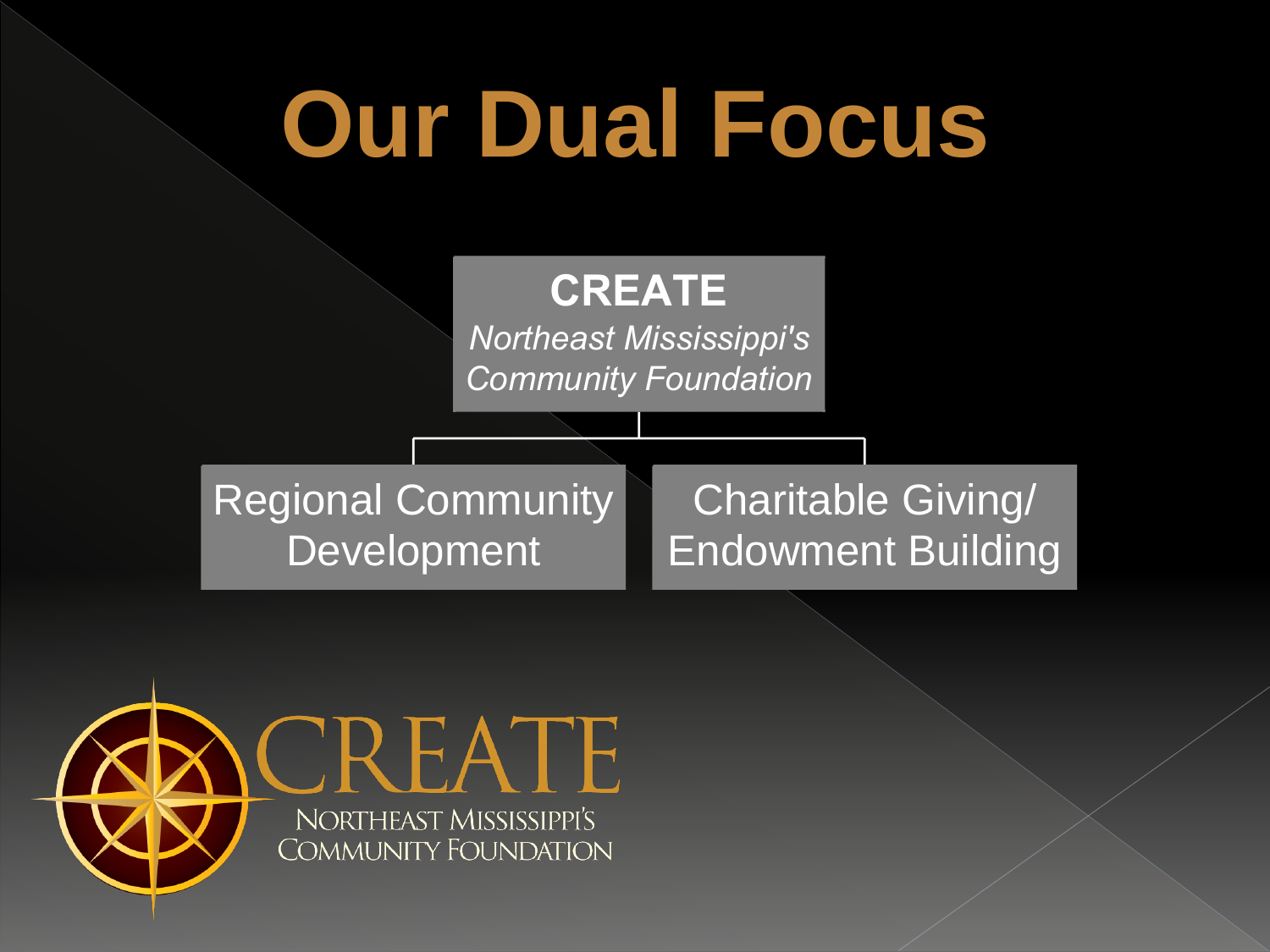# Our Dual Focus

**CREATE**
*Northeast Mississippi's Community Foundation*

- Regional Community Development
- Charitable Giving/ Endowment Building

CREATE
NORTHEAST MISSISSIPPI'S COMMUNITY FOUNDATION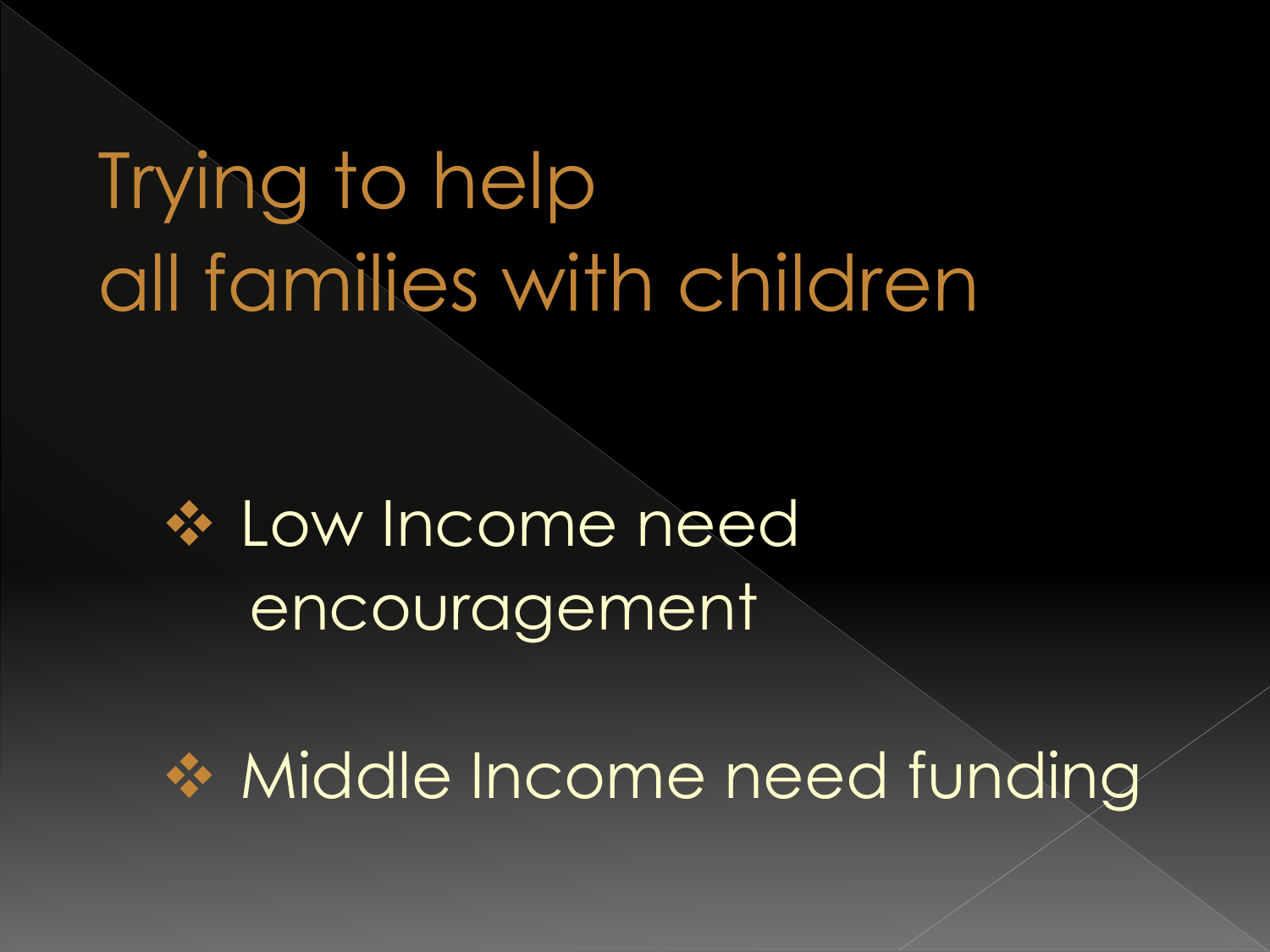# Trying to help all families with children

- Low Income need encouragement
- Middle Income need funding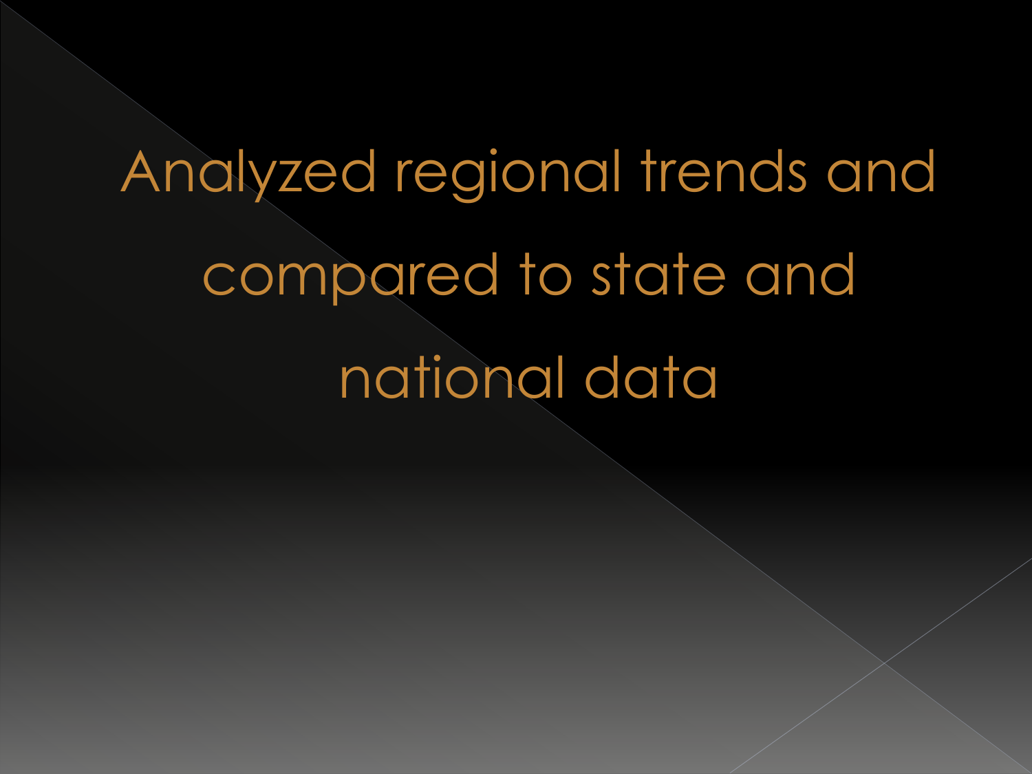Analyzed regional trends and compared to state and national data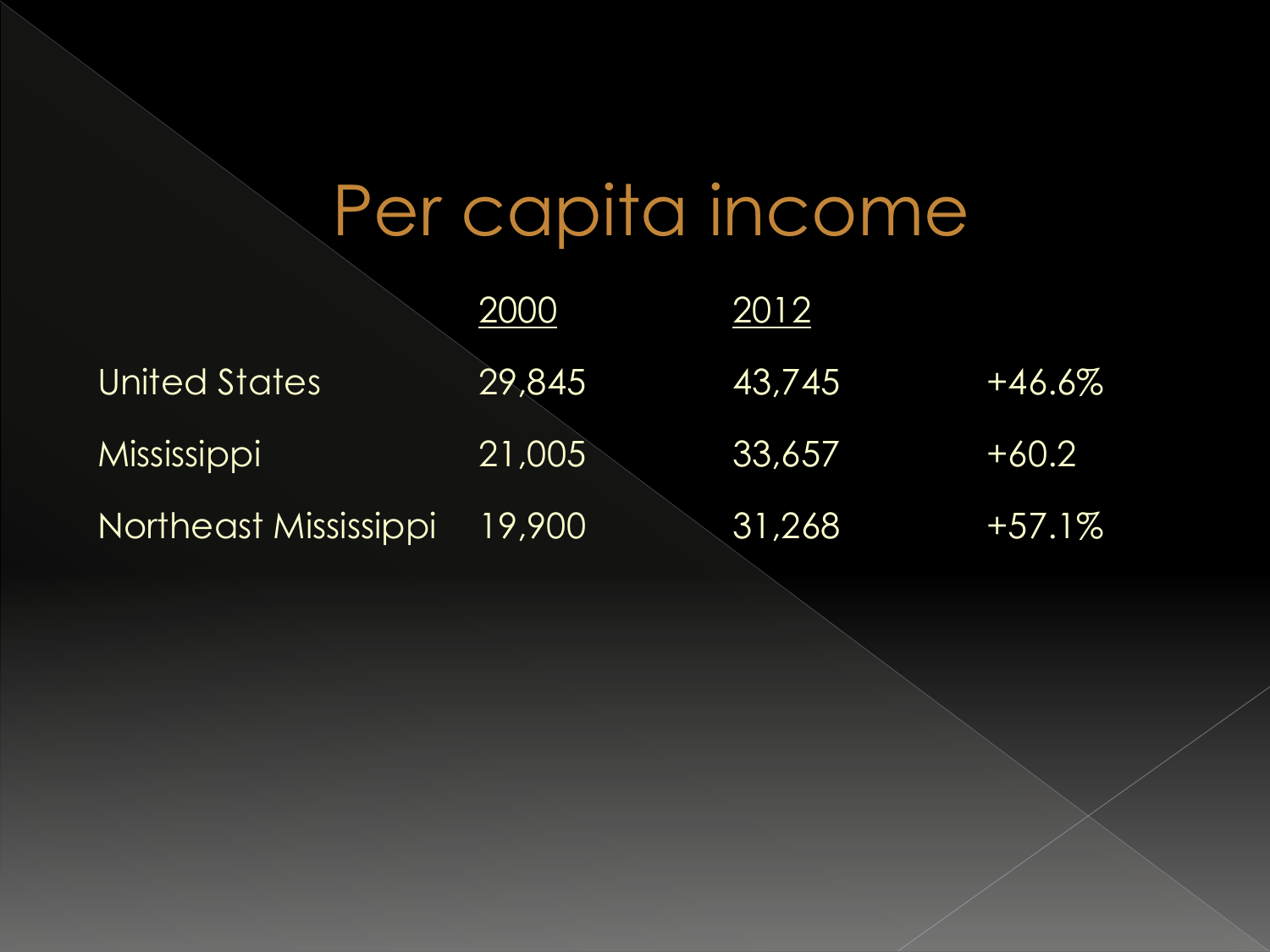# Per capita income

| | 2000 | 2012 | |
|---|---|---|---|
| United States | 29,845 | 43,745 | +46.6% |
| Mississippi | 21,005 | 33,657 | +60.2 |
| Northeast Mississippi | 19,900 | 31,268 | +57.1% |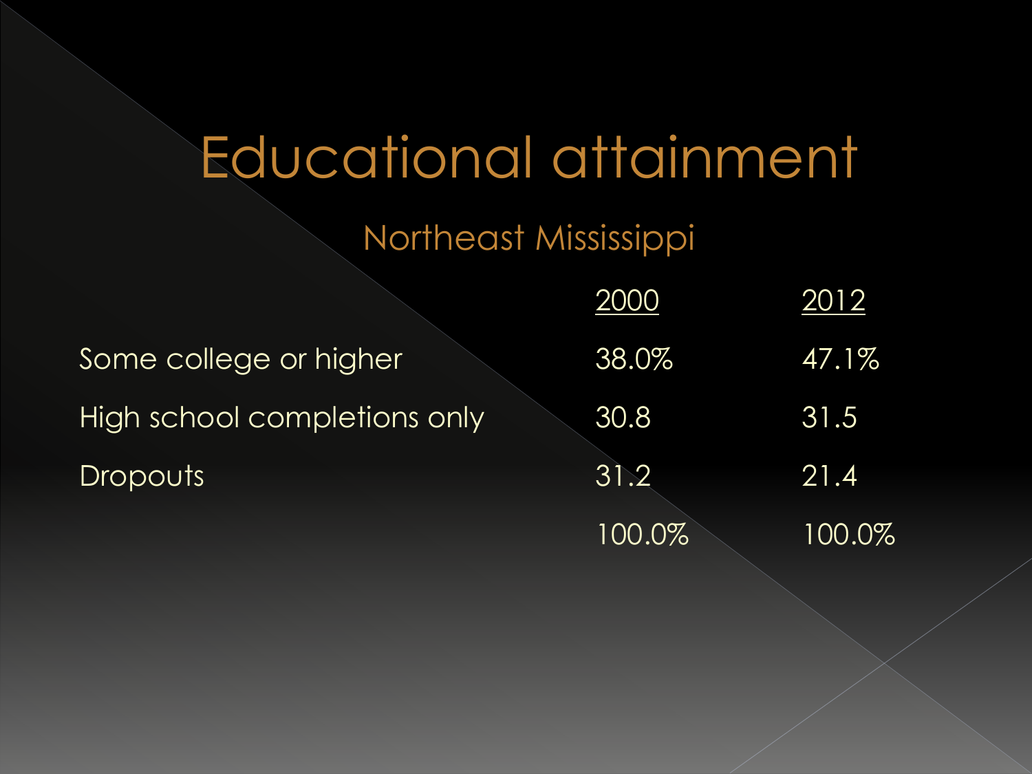# Educational attainment

## Northeast Mississippi

| | 2000 | 2012 |
|---|---|---|
| Some college or higher | 38.0% | 47.1% |
| High school completions only | 30.8 | 31.5 |
| Dropouts | 31.2 | 21.4 |
| | 100.0% | 100.0% |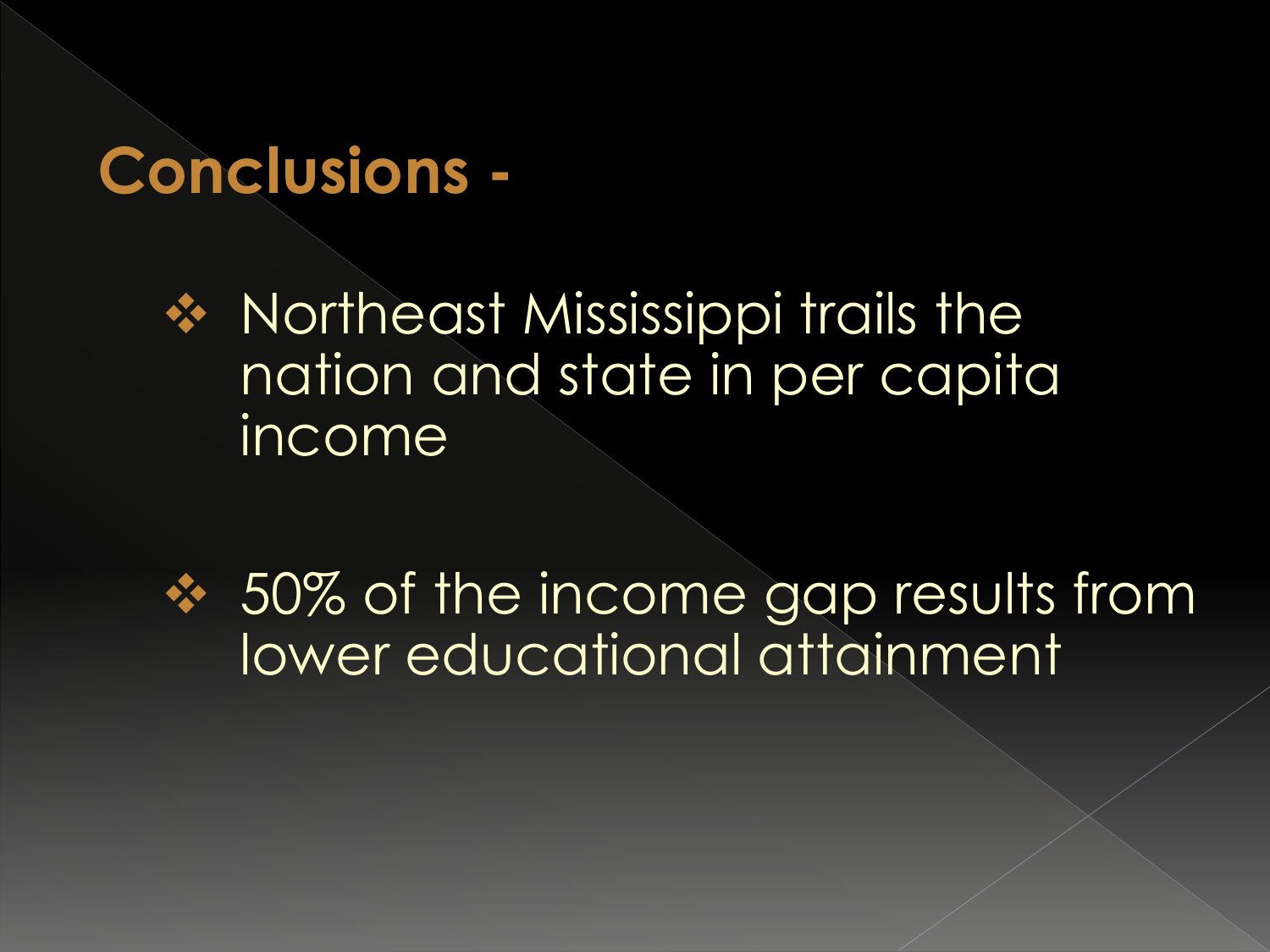# Conclusions -

- Northeast Mississippi trails the nation and state in per capita income
- 50% of the income gap results from lower educational attainment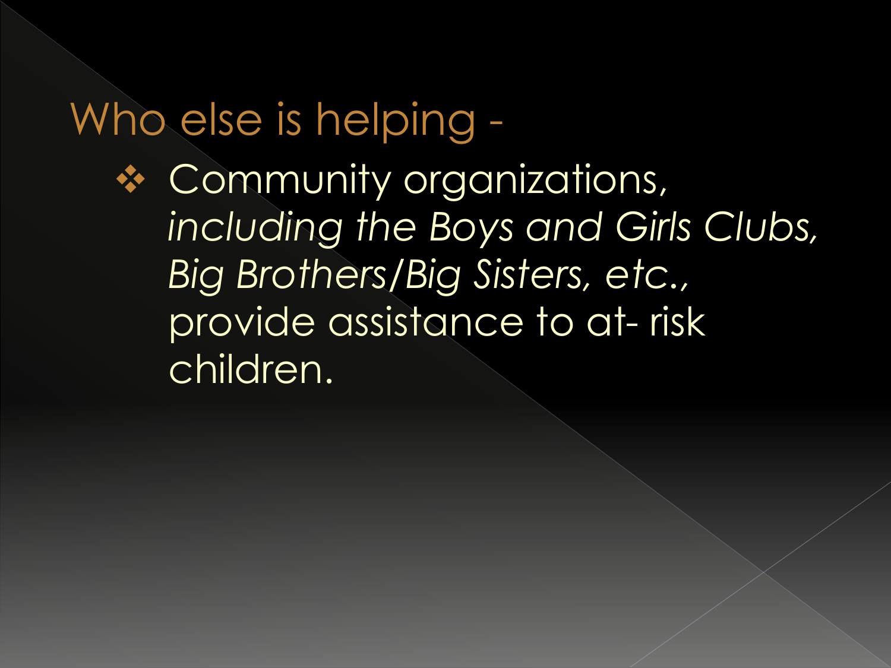# Who else is helping -

- Community organizations, *including the Boys and Girls Clubs, Big Brothers/Big Sisters, etc.,* provide assistance to at- risk children.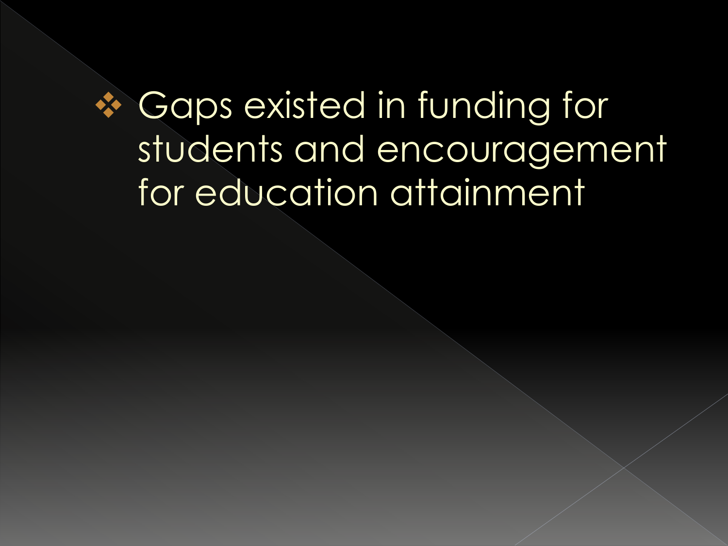- Gaps existed in funding for students and encouragement for education attainment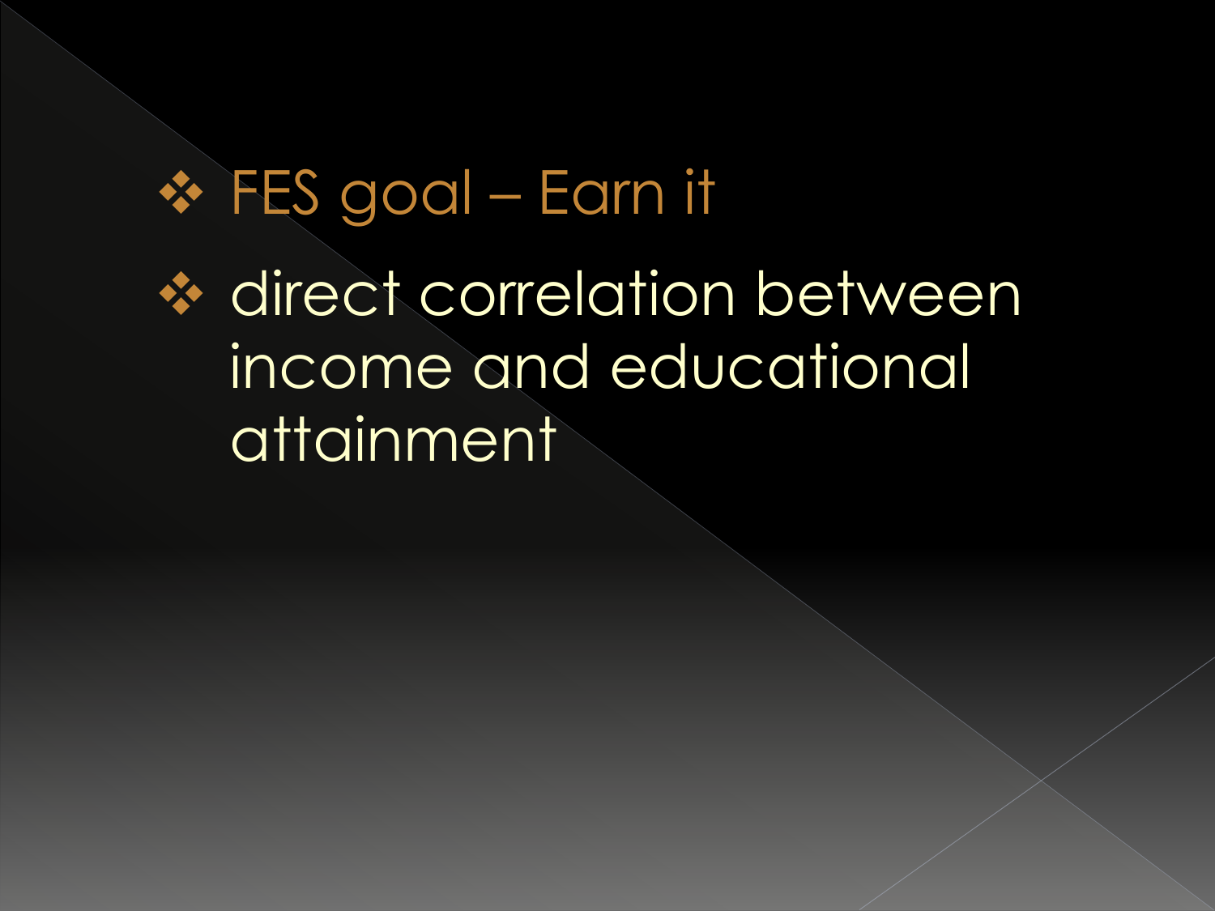- FES goal – Earn it
- direct correlation between income and educational attainment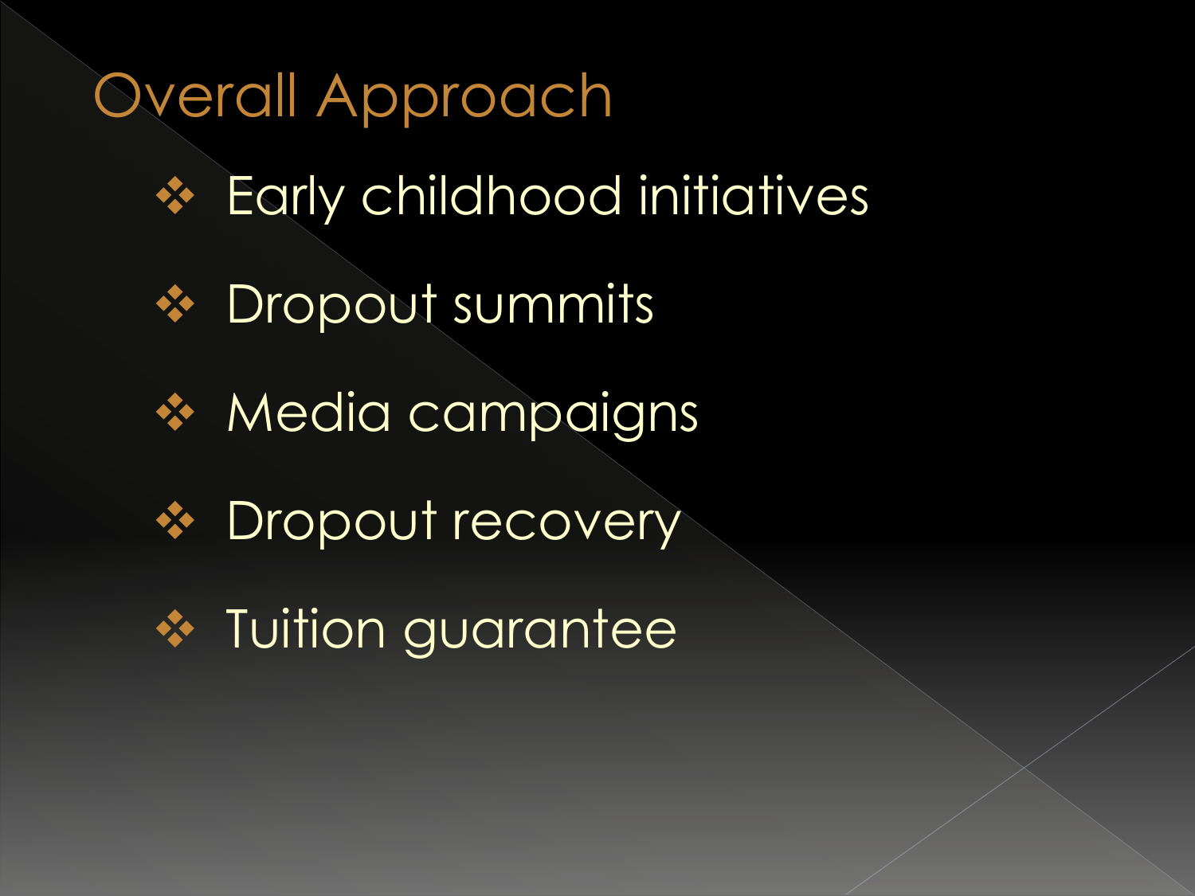# Overall Approach

- Early childhood initiatives
- Dropout summits
- Media campaigns
- Dropout recovery
- Tuition guarantee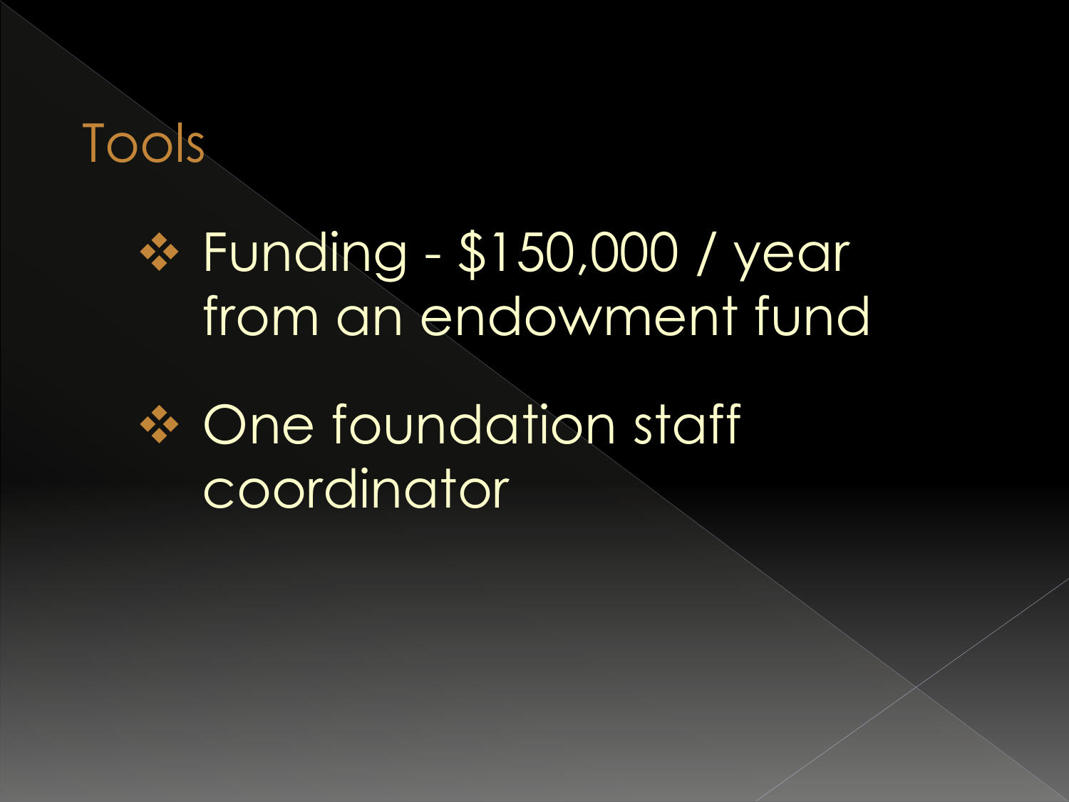# Tools

- Funding - $150,000 / year from an endowment fund
- One foundation staff coordinator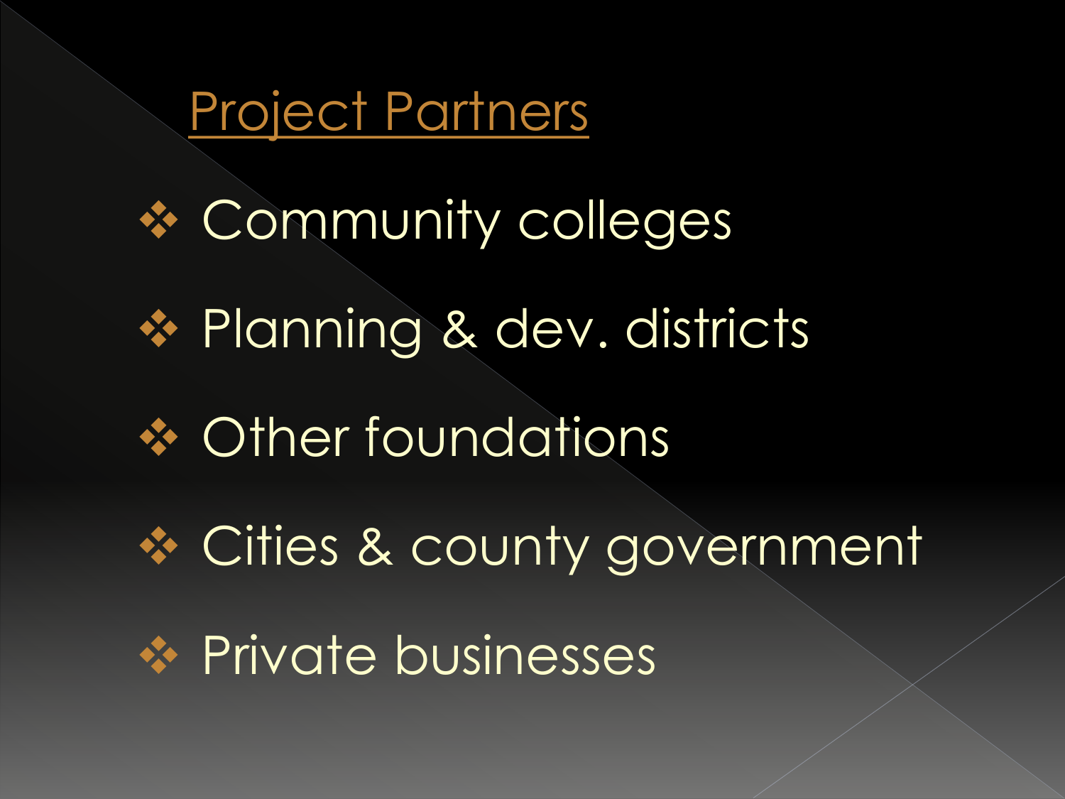## Project Partners

- Community colleges
- Planning & dev. districts
- Other foundations
- Cities & county government
- Private businesses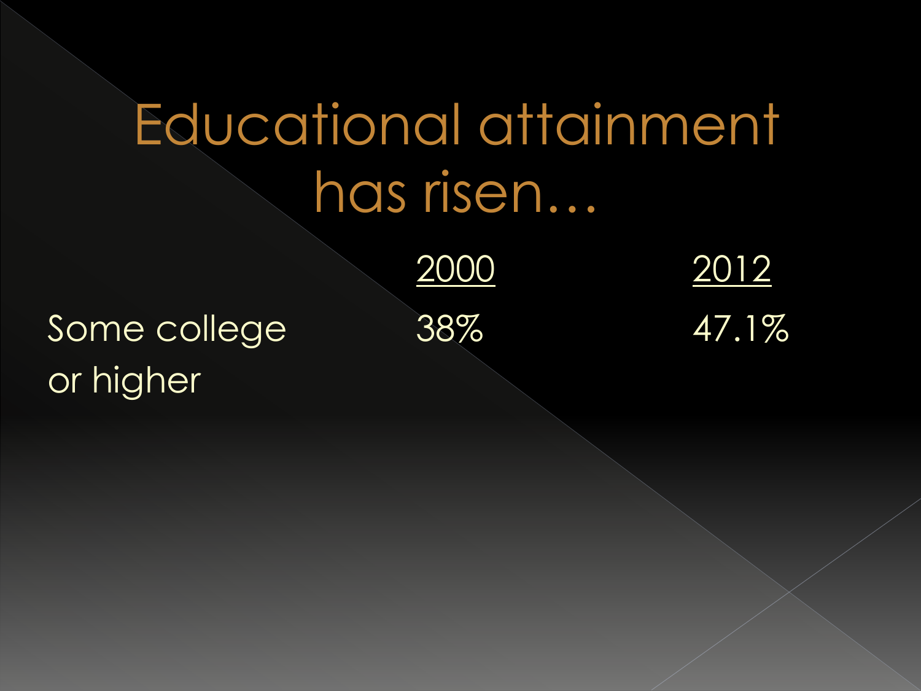# Educational attainment has risen…

| | 2000 | 2012 |
|---|---|---|
| Some college or higher | 38% | 47.1% |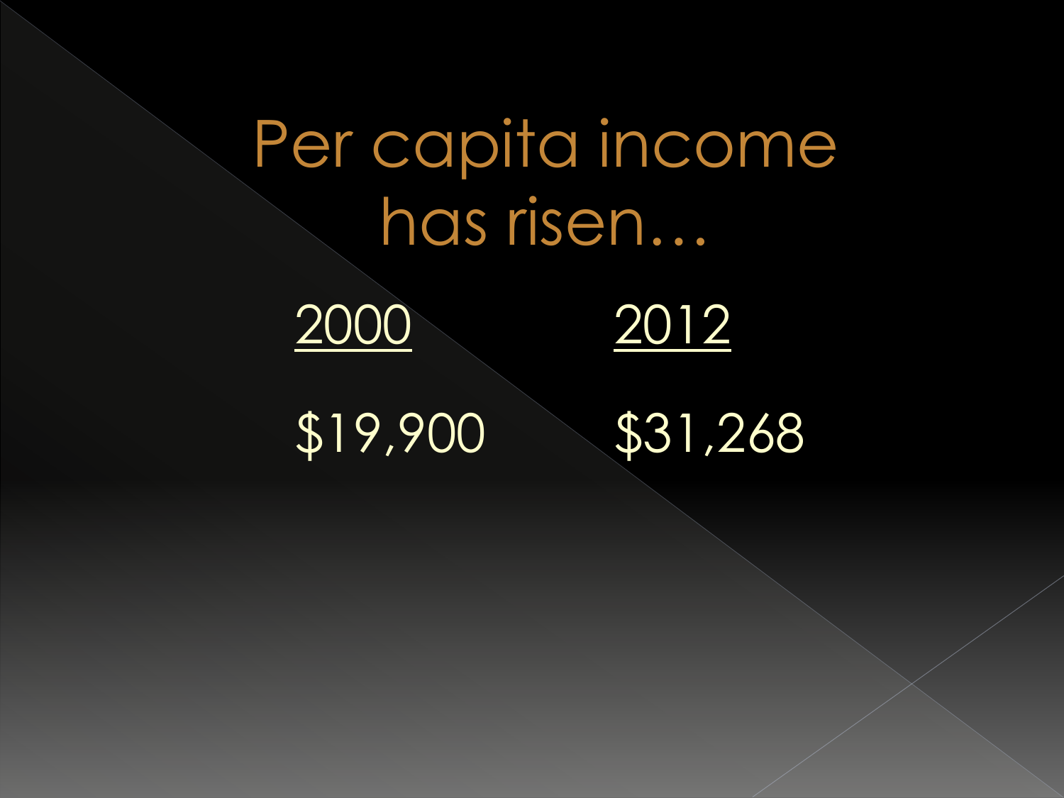# Per capita income has risen…

| 2000 | 2012 |
| --- | --- |
| $19,900 | $31,268 |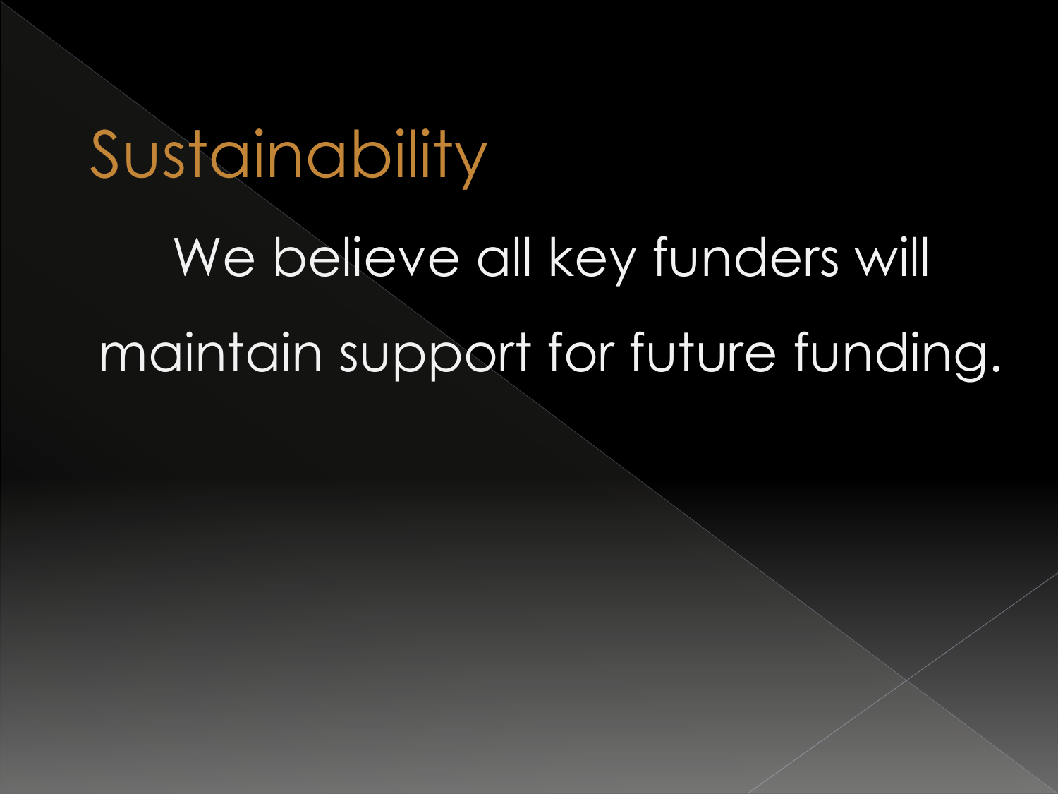# Sustainability

We believe all key funders will maintain support for future funding.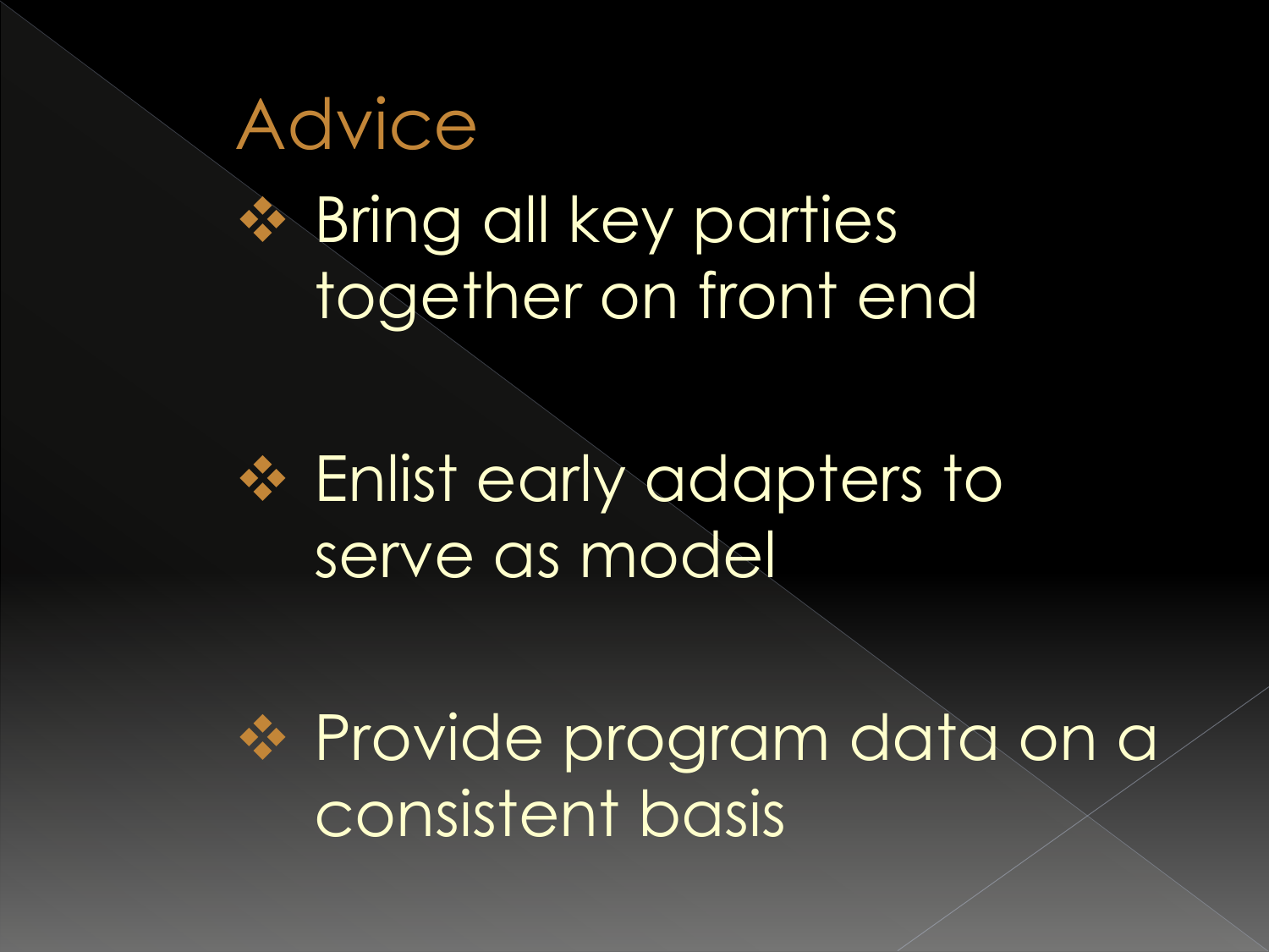# Advice

- Bring all key parties together on front end
- Enlist early adapters to serve as model
- Provide program data on a consistent basis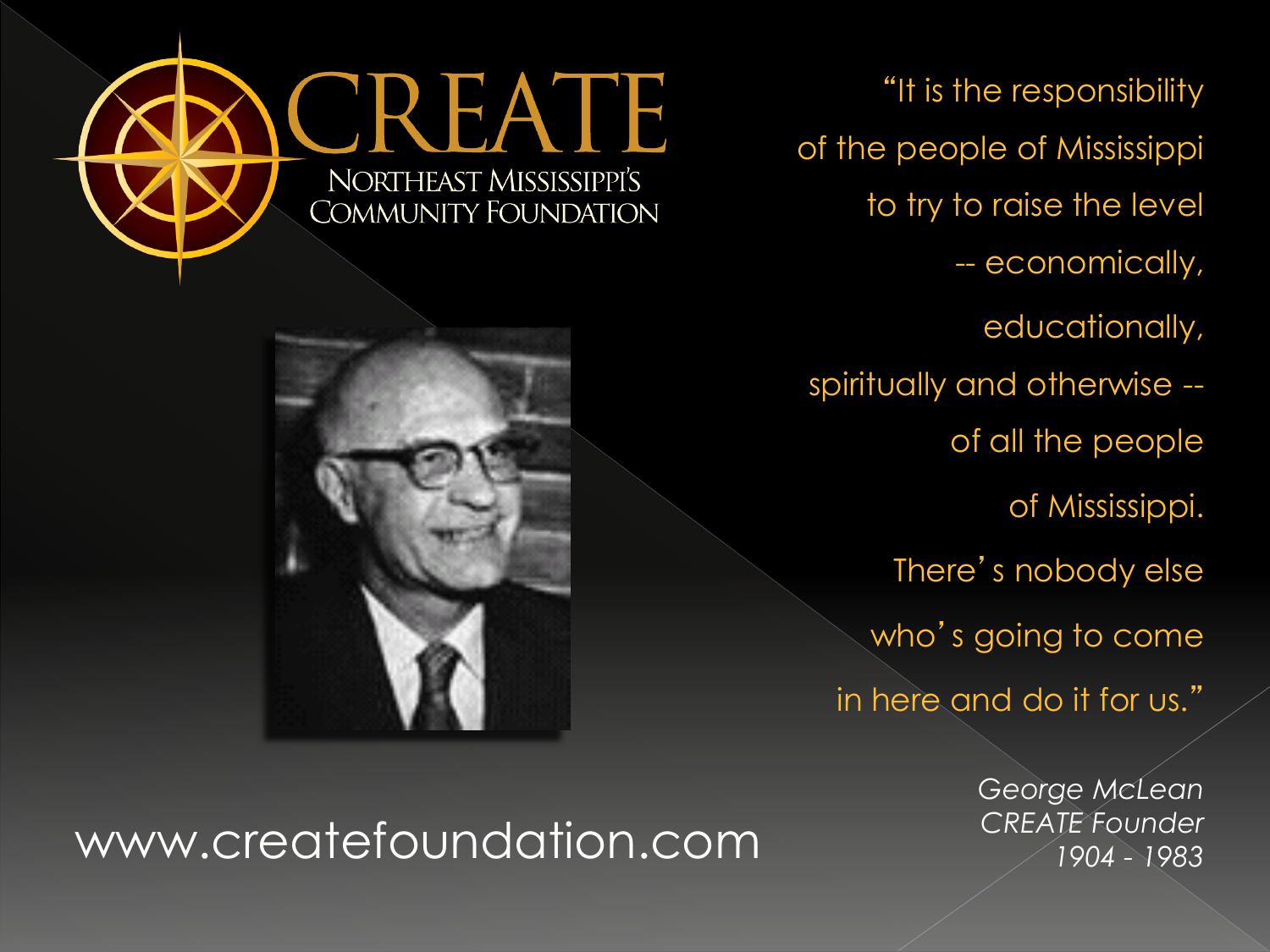# CREATE

NORTHEAST MISSISSIPPI'S COMMUNITY FOUNDATION

"It is the responsibility of the people of Mississippi to try to raise the level -- economically, educationally, spiritually and otherwise -- of all the people of Mississippi. There's nobody else who's going to come in here and do it for us."

*George McLean*
*CREATE Founder*
*1904 - 1983*

www.createfoundation.com